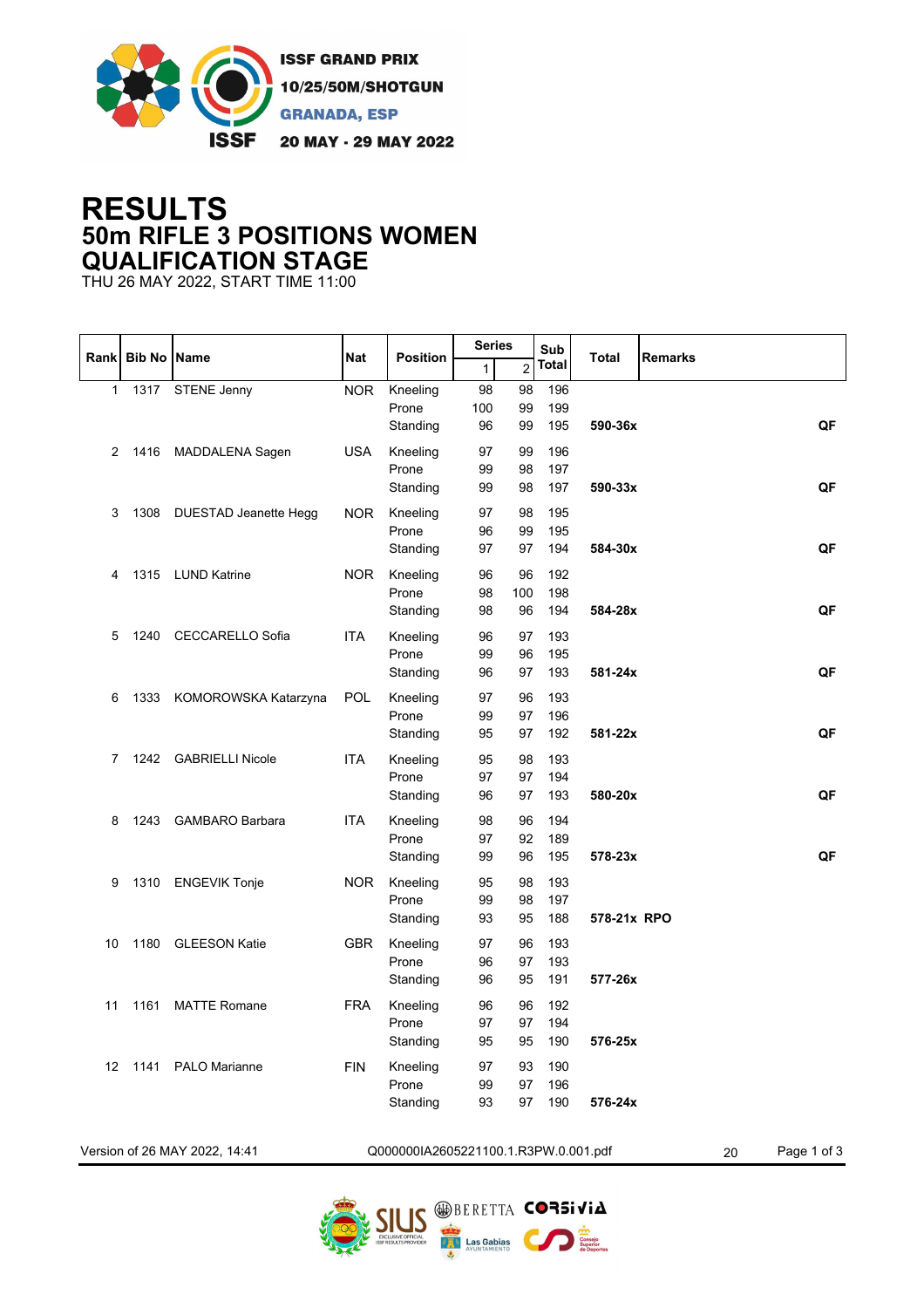ISSF GRAND PRIX
10/25/50M/SHOTGUN
GRANADA, ESP
20 MAY - 29 MAY 2022

# RESULTS
## 50m RIFLE 3 POSITIONS WOMEN
## QUALIFICATION STAGE
THU 26 MAY 2022, START TIME 11:00

| Rank | Bib No | Name | Nat | Position | Series 1 | Series 2 | Sub Total | Total | Remarks |
|---|---|---|---|---|---|---|---|---|---|
| 1 | 1317 | STENE Jenny | NOR | Kneeling | 98 | 98 | 196 | | |
| | | | | Prone | 100 | 99 | 199 | | |
| | | | | Standing | 96 | 99 | 195 | **590-36x** | **QF** |
| 2 | 1416 | MADDALENA Sagen | USA | Kneeling | 97 | 99 | 196 | | |
| | | | | Prone | 99 | 98 | 197 | | |
| | | | | Standing | 99 | 98 | 197 | **590-33x** | **QF** |
| 3 | 1308 | DUESTAD Jeanette Hegg | NOR | Kneeling | 97 | 98 | 195 | | |
| | | | | Prone | 96 | 99 | 195 | | |
| | | | | Standing | 97 | 97 | 194 | **584-30x** | **QF** |
| 4 | 1315 | LUND Katrine | NOR | Kneeling | 96 | 96 | 192 | | |
| | | | | Prone | 98 | 100 | 198 | | |
| | | | | Standing | 98 | 96 | 194 | **584-28x** | **QF** |
| 5 | 1240 | CECCARELLO Sofia | ITA | Kneeling | 96 | 97 | 193 | | |
| | | | | Prone | 99 | 96 | 195 | | |
| | | | | Standing | 96 | 97 | 193 | **581-24x** | **QF** |
| 6 | 1333 | KOMOROWSKA Katarzyna | POL | Kneeling | 97 | 96 | 193 | | |
| | | | | Prone | 99 | 97 | 196 | | |
| | | | | Standing | 95 | 97 | 192 | **581-22x** | **QF** |
| 7 | 1242 | GABRIELLI Nicole | ITA | Kneeling | 95 | 98 | 193 | | |
| | | | | Prone | 97 | 97 | 194 | | |
| | | | | Standing | 96 | 97 | 193 | **580-20x** | **QF** |
| 8 | 1243 | GAMBARO Barbara | ITA | Kneeling | 98 | 96 | 194 | | |
| | | | | Prone | 97 | 92 | 189 | | |
| | | | | Standing | 99 | 96 | 195 | **578-23x** | **QF** |
| 9 | 1310 | ENGEVIK Tonje | NOR | Kneeling | 95 | 98 | 193 | | |
| | | | | Prone | 99 | 98 | 197 | | |
| | | | | Standing | 93 | 95 | 188 | **578-21x** | **RPO** |
| 10 | 1180 | GLEESON Katie | GBR | Kneeling | 97 | 96 | 193 | | |
| | | | | Prone | 96 | 97 | 193 | | |
| | | | | Standing | 96 | 95 | 191 | **577-26x** | |
| 11 | 1161 | MATTE Romane | FRA | Kneeling | 96 | 96 | 192 | | |
| | | | | Prone | 97 | 97 | 194 | | |
| | | | | Standing | 95 | 95 | 190 | **576-25x** | |
| 12 | 1141 | PALO Marianne | FIN | Kneeling | 97 | 93 | 190 | | |
| | | | | Prone | 99 | 97 | 196 | | |
| | | | | Standing | 93 | 97 | 190 | **576-24x** | |

Version of 26 MAY 2022, 14:41 Q000000IA2605221100.1.R3PW.0.001.pdf 20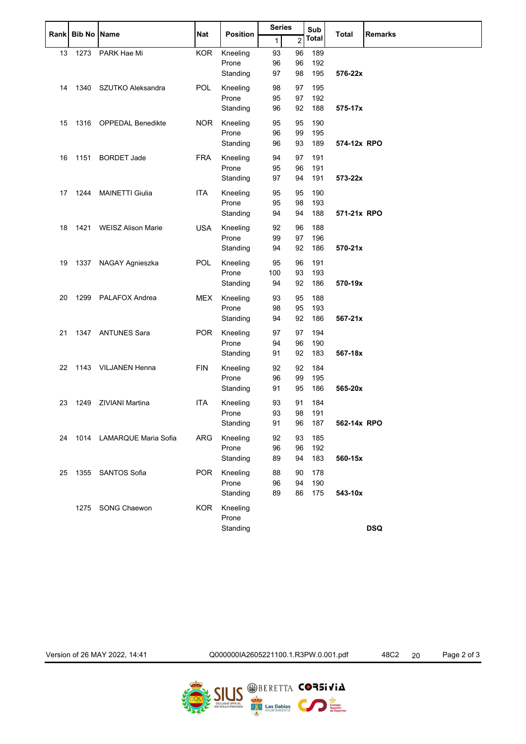| Rank | Bib No | Name | Nat | Position | Series | | Sub Total | Total | Remarks |
|---|---|---|---|---|---|---|---|---|---|
| | | | | | 1 | 2 | | | |
| 13 | 1273 | PARK Hae Mi | KOR | Kneeling | 93 | 96 | 189 | | |
| | | | | Prone | 96 | 96 | 192 | | |
| | | | | Standing | 97 | 98 | 195 | **576-22x** | |
| 14 | 1340 | SZUTKO Aleksandra | POL | Kneeling | 98 | 97 | 195 | | |
| | | | | Prone | 95 | 97 | 192 | | |
| | | | | Standing | 96 | 92 | 188 | **575-17x** | |
| 15 | 1316 | OPPEDAL Benedikte | NOR | Kneeling | 95 | 95 | 190 | | |
| | | | | Prone | 96 | 99 | 195 | | |
| | | | | Standing | 96 | 93 | 189 | **574-12x** | **RPO** |
| 16 | 1151 | BORDET Jade | FRA | Kneeling | 94 | 97 | 191 | | |
| | | | | Prone | 95 | 96 | 191 | | |
| | | | | Standing | 97 | 94 | 191 | **573-22x** | |
| 17 | 1244 | MAINETTI Giulia | ITA | Kneeling | 95 | 95 | 190 | | |
| | | | | Prone | 95 | 98 | 193 | | |
| | | | | Standing | 94 | 94 | 188 | **571-21x** | **RPO** |
| 18 | 1421 | WEISZ Alison Marie | USA | Kneeling | 92 | 96 | 188 | | |
| | | | | Prone | 99 | 97 | 196 | | |
| | | | | Standing | 94 | 92 | 186 | **570-21x** | |
| 19 | 1337 | NAGAY Agnieszka | POL | Kneeling | 95 | 96 | 191 | | |
| | | | | Prone | 100 | 93 | 193 | | |
| | | | | Standing | 94 | 92 | 186 | **570-19x** | |
| 20 | 1299 | PALAFOX Andrea | MEX | Kneeling | 93 | 95 | 188 | | |
| | | | | Prone | 98 | 95 | 193 | | |
| | | | | Standing | 94 | 92 | 186 | **567-21x** | |
| 21 | 1347 | ANTUNES Sara | POR | Kneeling | 97 | 97 | 194 | | |
| | | | | Prone | 94 | 96 | 190 | | |
| | | | | Standing | 91 | 92 | 183 | **567-18x** | |
| 22 | 1143 | VILJANEN Henna | FIN | Kneeling | 92 | 92 | 184 | | |
| | | | | Prone | 96 | 99 | 195 | | |
| | | | | Standing | 91 | 95 | 186 | **565-20x** | |
| 23 | 1249 | ZIVIANI Martina | ITA | Kneeling | 93 | 91 | 184 | | |
| | | | | Prone | 93 | 98 | 191 | | |
| | | | | Standing | 91 | 96 | 187 | **562-14x** | **RPO** |
| 24 | 1014 | LAMARQUE Maria Sofia | ARG | Kneeling | 92 | 93 | 185 | | |
| | | | | Prone | 96 | 96 | 192 | | |
| | | | | Standing | 89 | 94 | 183 | **560-15x** | |
| 25 | 1355 | SANTOS Sofia | POR | Kneeling | 88 | 90 | 178 | | |
| | | | | Prone | 96 | 94 | 190 | | |
| | | | | Standing | 89 | 86 | 175 | **543-10x** | |
| | 1275 | SONG Chaewon | KOR | Kneeling | | | | | |
| | | | | Prone | | | | | |
| | | | | Standing | | | | | **DSQ** |

Version of 26 MAY 2022, 14:41 Q000000IA2605221100.1.R3PW.0.001.pdf 48C2 20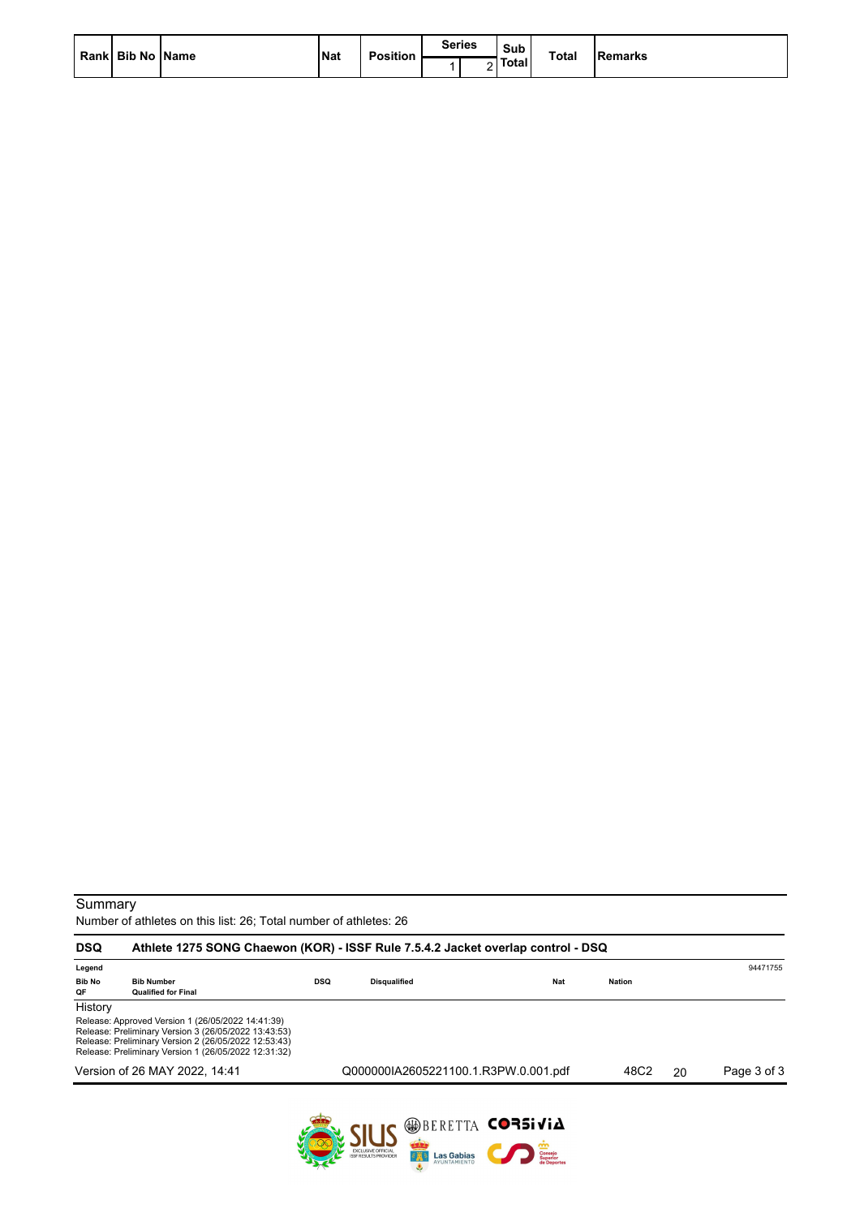| Rank | Bib No | Name | Nat | Position | Series | | Sub Total | Total | Remarks |
|---|---|---|---|---|---|---|---|---|---|
| | | | | | 1 | 2 | | | |

## Summary

Number of athletes on this list: 26; Total number of athletes: 26

| DSQ | Athlete 1275 SONG Chaewon (KOR) - ISSF Rule 7.5.4.2 Jacket overlap control - DSQ |
|---|---|

**Legend**

94471755

| | | | | | |
|---|---|---|---|---|---|
| **Bib No** | **Bib Number** | **DSQ** | **Disqualified** | **Nat** | **Nation** |
| **QF** | **Qualified for Final** | | | | |

**History**

Release: Approved Version 1 (26/05/2022 14:41:39)
Release: Preliminary Version 3 (26/05/2022 13:43:53)
Release: Preliminary Version 2 (26/05/2022 12:53:43)
Release: Preliminary Version 1 (26/05/2022 12:31:32)

Version of 26 MAY 2022, 14:41 Q000000IA2605221100.1.R3PW.0.001.pdf 48C2 20